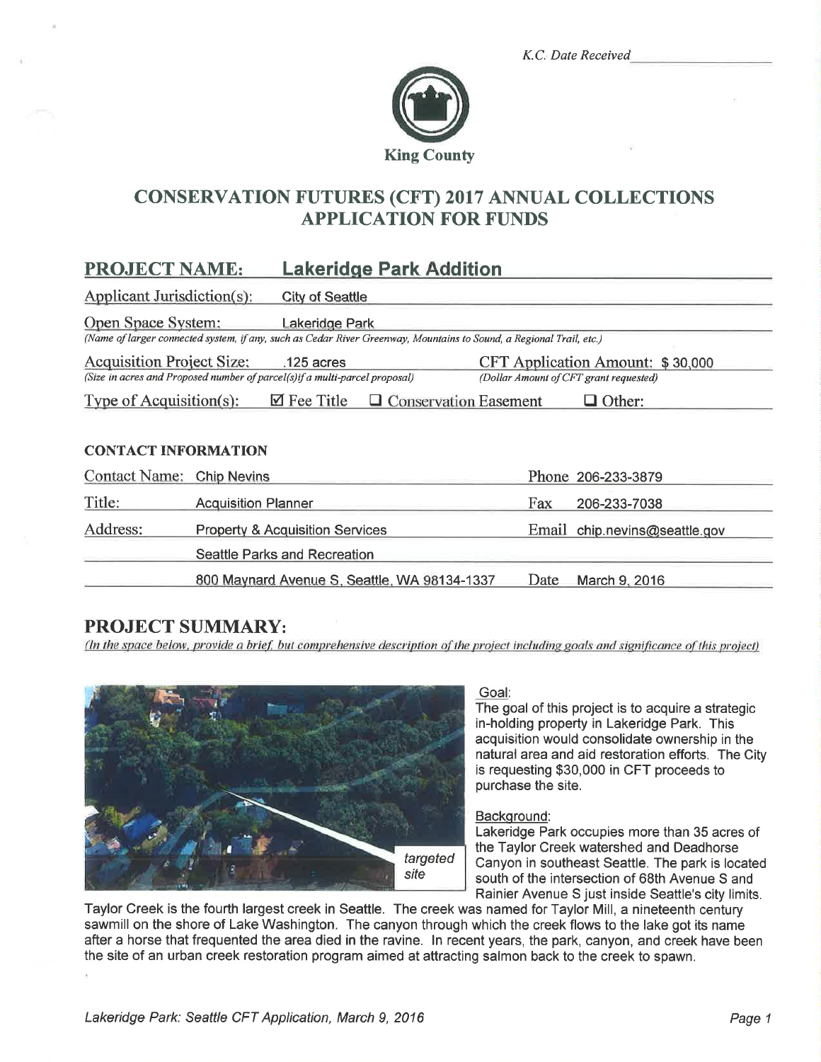K.C. Date Received ________________

King County

# CONSERVATION FUTURES (CFT) 2017 ANNUAL COLLECTIONS APPLICATION FOR FUNDS

## PROJECT NAME: Lakeridge Park Addition

Applicant Jurisdiction(s): City of Seattle

Open Space System: Lakeridge Park
*(Name of larger connected system, if any, such as Cedar River Greenway, Mountains to Sound, a Regional Trail, etc.)*

Acquisition Project Size: .125 acres
*(Size in acres and Proposed number of parcel(s) if a multi-parcel proposal)*

CFT Application Amount: $ 30,000
*(Dollar Amount of CFT grant requested)*

Type of Acquisition(s): ☑ Fee Title ☐ Conservation Easement ☐ Other:

### CONTACT INFORMATION

| | | | |
|---|---|---|---|
| Contact Name: | Chip Nevins | Phone | 206-233-3879 |
| Title: | Acquisition Planner | Fax | 206-233-7038 |
| Address: | Property & Acquisition Services | Email | chip.nevins@seattle.gov |
| | Seattle Parks and Recreation | | |
| | 800 Maynard Avenue S, Seattle, WA 98134-1337 | Date | March 9, 2016 |

## PROJECT SUMMARY:

*(In the space below, provide a brief, but comprehensive description of the project including goals and significance of this project)*

targeted site

Goal:
The goal of this project is to acquire a strategic in-holding property in Lakeridge Park. This acquisition would consolidate ownership in the natural area and aid restoration efforts. The City is requesting $30,000 in CFT proceeds to purchase the site.

Background:
Lakeridge Park occupies more than 35 acres of the Taylor Creek watershed and Deadhorse Canyon in southeast Seattle. The park is located south of the intersection of 68th Avenue S and Rainier Avenue S just inside Seattle's city limits. Taylor Creek is the fourth largest creek in Seattle. The creek was named for Taylor Mill, a nineteenth century sawmill on the shore of Lake Washington. The canyon through which the creek flows to the lake got its name after a horse that frequented the area died in the ravine. In recent years, the park, canyon, and creek have been the site of an urban creek restoration program aimed at attracting salmon back to the creek to spawn.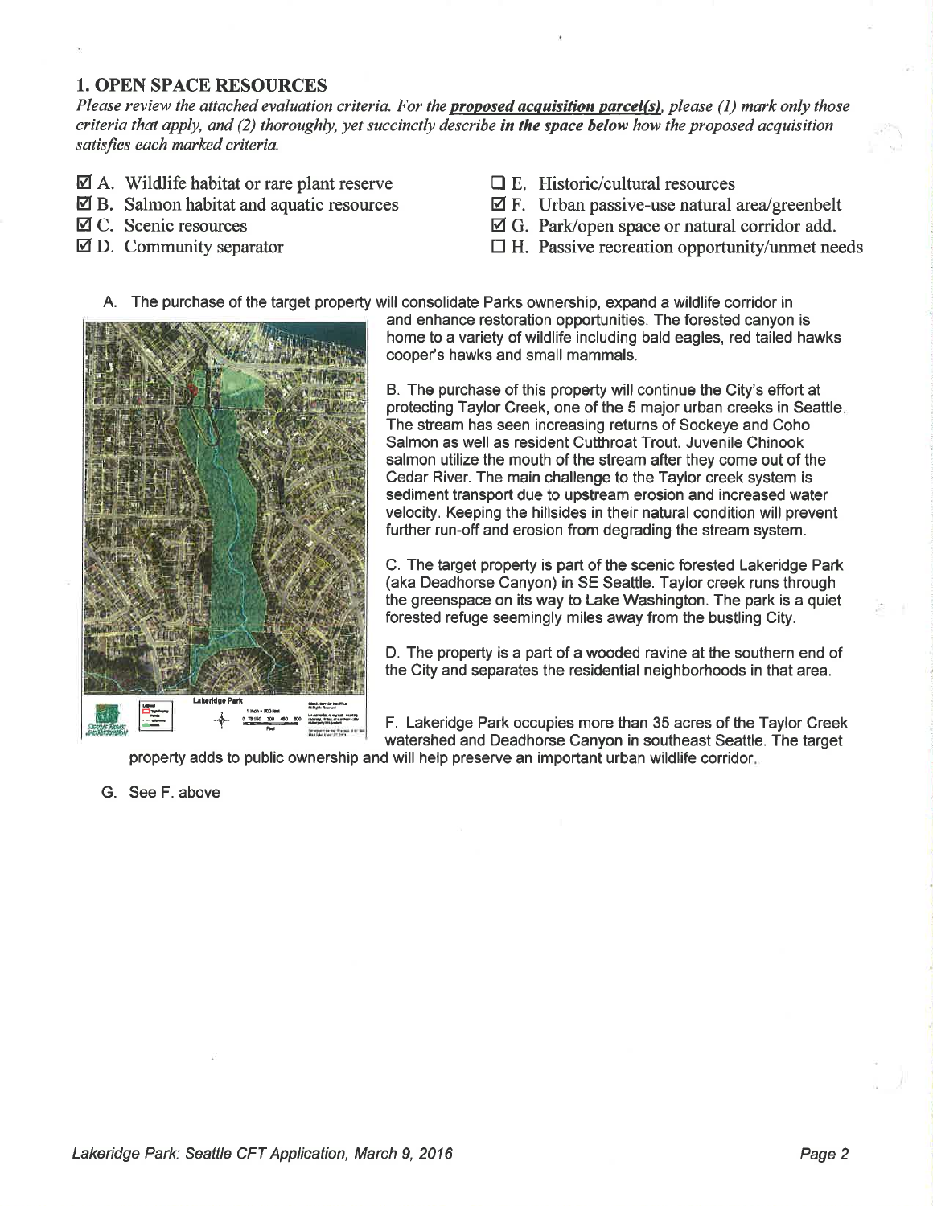## 1. OPEN SPACE RESOURCES

*Please review the attached evaluation criteria. For the* ***proposed acquisition parcel(s)****, please (1) mark only those criteria that apply, and (2) thoroughly, yet succinctly describe* ***in the space below*** *how the proposed acquisition satisfies each marked criteria.*

- ☑ A. Wildlife habitat or rare plant reserve
- ☑ B. Salmon habitat and aquatic resources
- ☑ C. Scenic resources
- ☑ D. Community separator
- ☐ E. Historic/cultural resources
- ☑ F. Urban passive-use natural area/greenbelt
- ☑ G. Park/open space or natural corridor add.
- ☐ H. Passive recreation opportunity/unmet needs

A. The purchase of the target property will consolidate Parks ownership, expand a wildlife corridor in and enhance restoration opportunities. The forested canyon is home to a variety of wildlife including bald eagles, red tailed hawks cooper's hawks and small mammals.

B. The purchase of this property will continue the City's effort at protecting Taylor Creek, one of the 5 major urban creeks in Seattle. The stream has seen increasing returns of Sockeye and Coho Salmon as well as resident Cutthroat Trout. Juvenile Chinook salmon utilize the mouth of the stream after they come out of the Cedar River. The main challenge to the Taylor creek system is sediment transport due to upstream erosion and increased water velocity. Keeping the hillsides in their natural condition will prevent further run-off and erosion from degrading the stream system.

C. The target property is part of the scenic forested Lakeridge Park (aka Deadhorse Canyon) in SE Seattle. Taylor creek runs through the greenspace on its way to Lake Washington. The park is a quiet forested refuge seemingly miles away from the bustling City.

D. The property is a part of a wooded ravine at the southern end of the City and separates the residential neighborhoods in that area.

F. Lakeridge Park occupies more than 35 acres of the Taylor Creek watershed and Deadhorse Canyon in southeast Seattle. The target property adds to public ownership and will help preserve an important urban wildlife corridor.

G. See F. above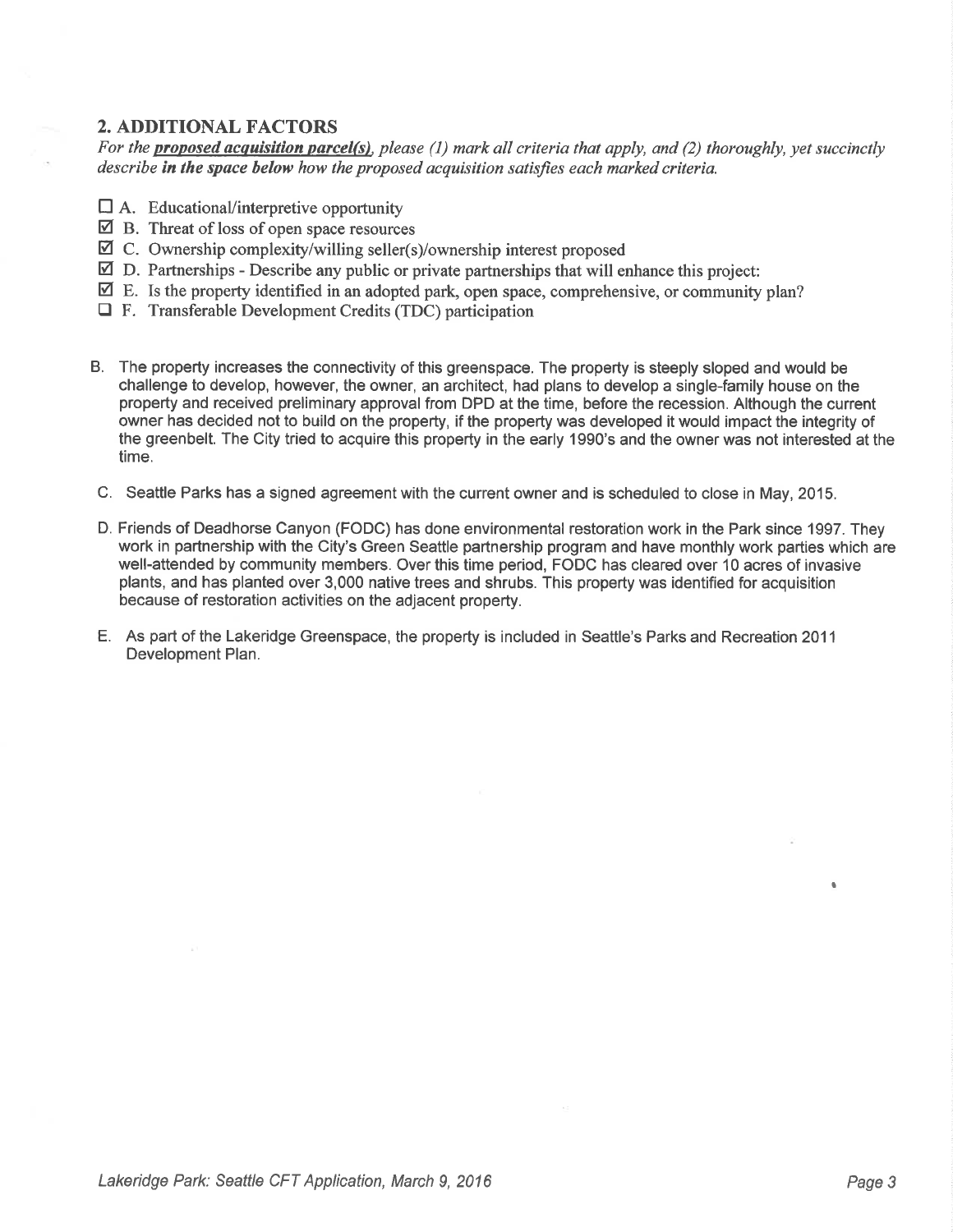## 2. ADDITIONAL FACTORS

*For the **proposed acquisition parcel(s)**, please (1) mark all criteria that apply, and (2) thoroughly, yet succinctly describe **in the space below** how the proposed acquisition satisfies each marked criteria.*

- ☐ A. Educational/interpretive opportunity
- ☑ B. Threat of loss of open space resources
- ☑ C. Ownership complexity/willing seller(s)/ownership interest proposed
- ☑ D. Partnerships - Describe any public or private partnerships that will enhance this project:
- ☑ E. Is the property identified in an adopted park, open space, comprehensive, or community plan?
- ☐ F. Transferable Development Credits (TDC) participation

B. The property increases the connectivity of this greenspace. The property is steeply sloped and would be challenge to develop, however, the owner, an architect, had plans to develop a single-family house on the property and received preliminary approval from DPD at the time, before the recession. Although the current owner has decided not to build on the property, if the property was developed it would impact the integrity of the greenbelt. The City tried to acquire this property in the early 1990's and the owner was not interested at the time.

C. Seattle Parks has a signed agreement with the current owner and is scheduled to close in May, 2015.

D. Friends of Deadhorse Canyon (FODC) has done environmental restoration work in the Park since 1997. They work in partnership with the City's Green Seattle partnership program and have monthly work parties which are well-attended by community members. Over this time period, FODC has cleared over 10 acres of invasive plants, and has planted over 3,000 native trees and shrubs. This property was identified for acquisition because of restoration activities on the adjacent property.

E. As part of the Lakeridge Greenspace, the property is included in Seattle's Parks and Recreation 2011 Development Plan.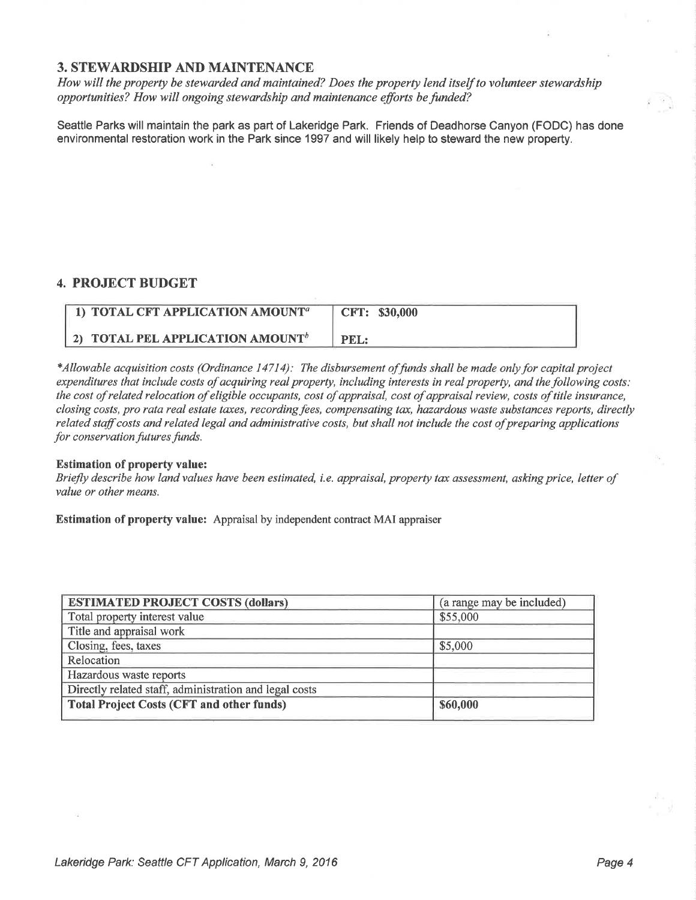## 3. STEWARDSHIP AND MAINTENANCE

*How will the property be stewarded and maintained? Does the property lend itself to volunteer stewardship opportunities? How will ongoing stewardship and maintenance efforts be funded?*

Seattle Parks will maintain the park as part of Lakeridge Park. Friends of Deadhorse Canyon (FODC) has done environmental restoration work in the Park since 1997 and will likely help to steward the new property.

## 4. PROJECT BUDGET

| 1) TOTAL CFT APPLICATION AMOUNT[a] | CFT: $30,000 |
|---|---|
| 2) TOTAL PEL APPLICATION AMOUNT[b] | PEL: |

*\*Allowable acquisition costs (Ordinance 14714): The disbursement of funds shall be made only for capital project expenditures that include costs of acquiring real property, including interests in real property, and the following costs: the cost of related relocation of eligible occupants, cost of appraisal, cost of appraisal review, costs of title insurance, closing costs, pro rata real estate taxes, recording fees, compensating tax, hazardous waste substances reports, directly related staff costs and related legal and administrative costs, but shall not include the cost of preparing applications for conservation futures funds.*

**Estimation of property value:**
*Briefly describe how land values have been estimated, i.e. appraisal, property tax assessment, asking price, letter of value or other means.*

**Estimation of property value:** Appraisal by independent contract MAI appraiser

| ESTIMATED PROJECT COSTS (dollars) | (a range may be included) |
|---|---|
| Total property interest value | $55,000 |
| Title and appraisal work | |
| Closing, fees, taxes | $5,000 |
| Relocation | |
| Hazardous waste reports | |
| Directly related staff, administration and legal costs | |
| **Total Project Costs (CFT and other funds)** | **$60,000** |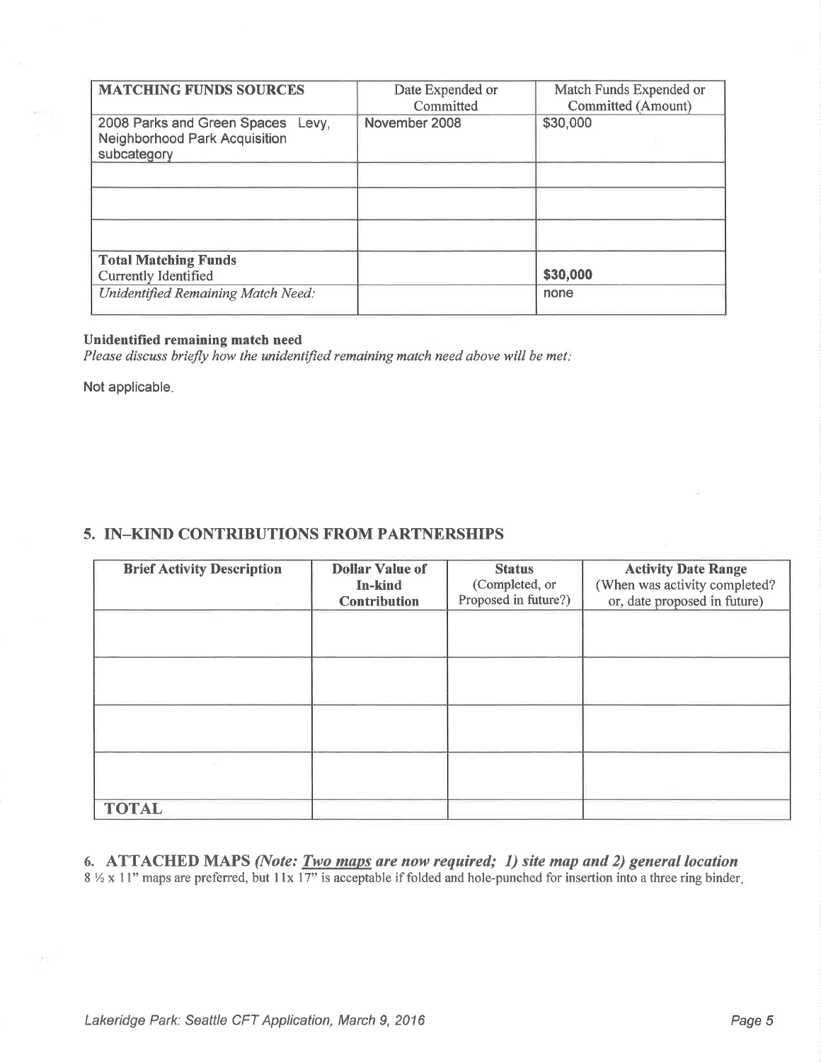| MATCHING FUNDS SOURCES | Date Expended or Committed | Match Funds Expended or Committed (Amount) |
|---|---|---|
| 2008 Parks and Green Spaces Levy, Neighborhood Park Acquisition subcategory | November 2008 | $30,000 |
| | | |
| | | |
| | | |
| **Total Matching Funds** Currently Identified | | **$30,000** |
| *Unidentified Remaining Match Need:* | | none |

**Unidentified remaining match need**

*Please discuss briefly how the unidentified remaining match need above will be met:*

Not applicable.

## 5. IN–KIND CONTRIBUTIONS FROM PARTNERSHIPS

| Brief Activity Description | Dollar Value of In-kind Contribution | Status (Completed, or Proposed in future?) | Activity Date Range (When was activity completed? or, date proposed in future) |
|---|---|---|---|
| | | | |
| | | | |
| | | | |
| | | | |
| **TOTAL** | | | |

## 6. ATTACHED MAPS *(Note: Two maps are now required; 1) site map and 2) general location*

8 ½ x 11" maps are preferred, but 11x 17" is acceptable if folded and hole-punched for insertion into a three ring binder.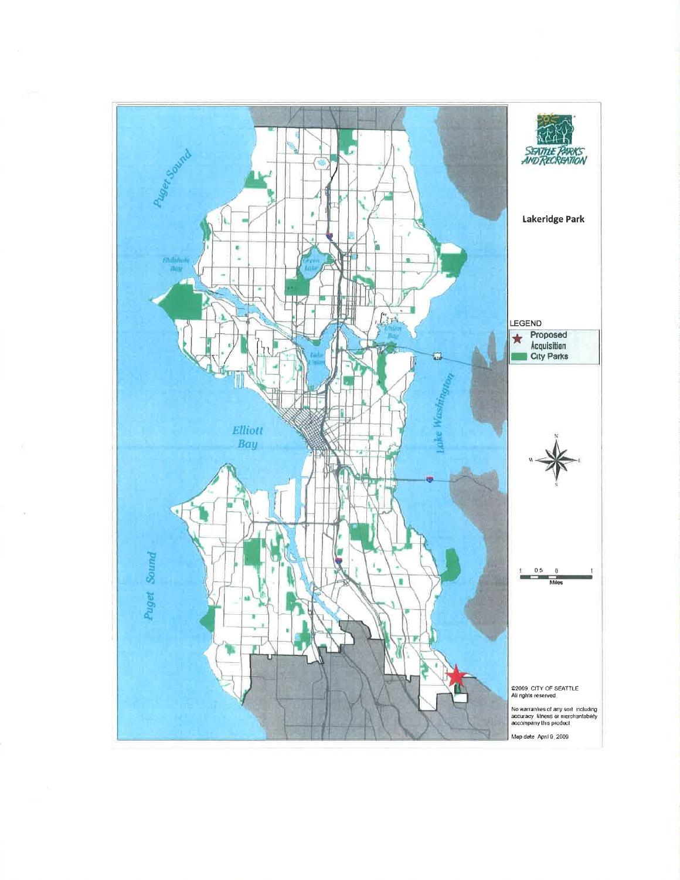Lakeridge Park

LEGEND

Proposed Acquisition

City Parks

©2009, CITY OF SEATTLE
All rights reserved.

No warranties of any sort, including accuracy, fitness or merchantability accompany this product.

Map date: April 9, 2009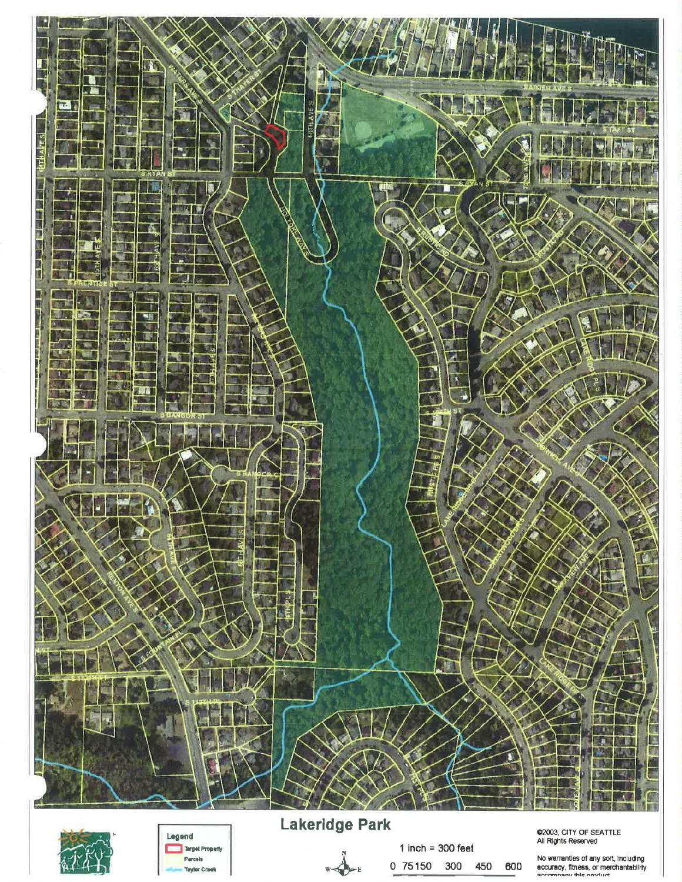# Lakeridge Park

Legend

- Target Property
- Parcels
- Taylor Creek

1 inch = 300 feet

0 75 150 300 450 600

©2003, CITY OF SEATTLE
All Rights Reserved

No warranties of any sort, including accuracy, fitness, or merchantability accompany this product